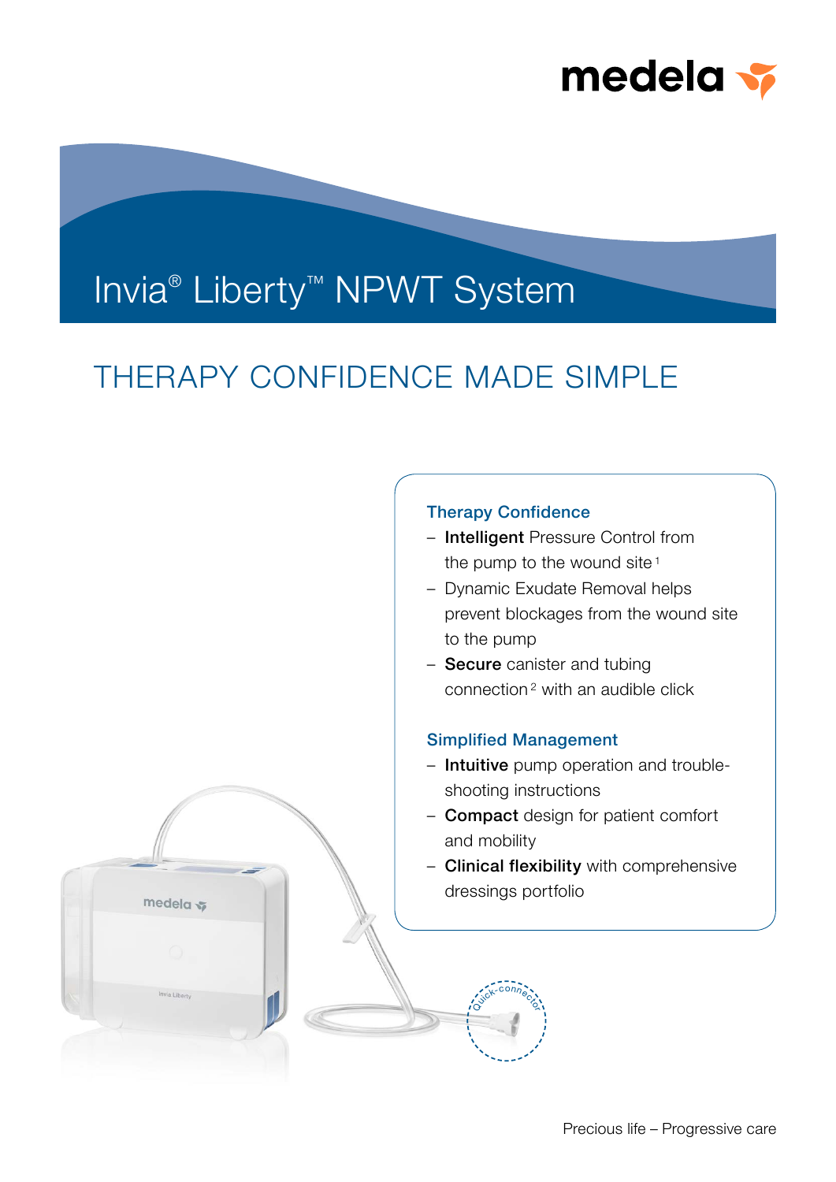medela

# Invia® Liberty™ NPWT System

## THERAPY CONFIDENCE MADE SIMPLE

### Therapy Confidence

- **Intelligent** Pressure Control from the pump to the wound site [1]
- Dynamic Exudate Removal helps prevent blockages from the wound site to the pump
- **Secure** canister and tubing connection [2] with an audible click

### Simplified Management

- **Intuitive** pump operation and trouble-shooting instructions
- **Compact** design for patient comfort and mobility
- **Clinical flexibility** with comprehensive dressings portfolio

Quick-connector

Precious life – Progressive care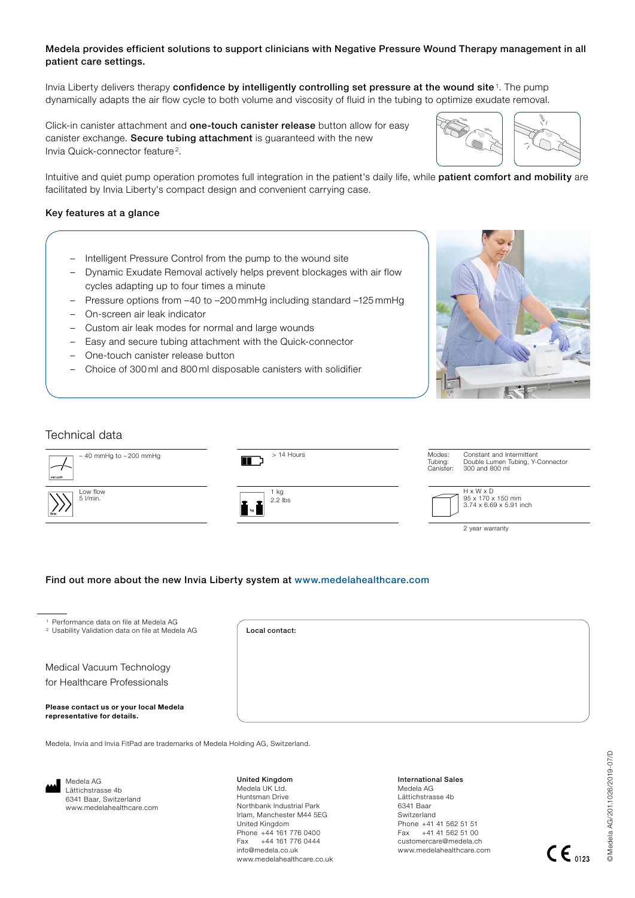**Medela provides efficient solutions to support clinicians with Negative Pressure Wound Therapy management in all patient care settings.**

Invia Liberty delivers therapy **confidence by intelligently controlling set pressure at the wound site**[1]. The pump dynamically adapts the air flow cycle to both volume and viscosity of fluid in the tubing to optimize exudate removal.

Click-in canister attachment and **one-touch canister release** button allow for easy canister exchange. **Secure tubing attachment** is guaranteed with the new Invia Quick-connector feature[2].

Intuitive and quiet pump operation promotes full integration in the patient's daily life, while **patient comfort and mobility** are facilitated by Invia Liberty's compact design and convenient carrying case.

**Key features at a glance**

- Intelligent Pressure Control from the pump to the wound site
- Dynamic Exudate Removal actively helps prevent blockages with air flow cycles adapting up to four times a minute
- Pressure options from –40 to –200 mmHg including standard –125 mmHg
- On-screen air leak indicator
- Custom air leak modes for normal and large wounds
- Easy and secure tubing attachment with the Quick-connector
- One-touch canister release button
- Choice of 300 ml and 800 ml disposable canisters with solidifier

## Technical data

| | | |
|---|---|---|
| – 40 mmHg to – 200 mmHg | > 14 Hours | Modes: Constant and Intermittent<br>Tubing: Double Lumen Tubing, Y-Connector<br>Canister: 300 and 800 ml |
| Low flow<br>5 l/min. | 1 kg<br>2.2 lbs | H x W x D<br>95 x 170 x 150 mm<br>3.74 x 6.69 x 5.91 inch |
| | | 2 year warranty |

**Find out more about the new Invia Liberty system at www.medelahealthcare.com**

[1] Performance data on file at Medela AG
[2] Usability Validation data on file at Medela AG

Medical Vacuum Technology
for Healthcare Professionals

**Please contact us or your local Medela representative for details.**

**Local contact:**

Medela, Invia and Invia FitPad are trademarks of Medela Holding AG, Switzerland.

Medela AG
Lättichstrasse 4b
6341 Baar, Switzerland
www.medelahealthcare.com

**United Kingdom**
Medela UK Ltd.
Huntsman Drive
Northbank Industrial Park
Irlam, Manchester M44 5EG
United Kingdom
Phone +44 161 776 0400
Fax +44 161 776 0444
info@medela.co.uk
www.medelahealthcare.co.uk

**International Sales**
Medela AG
Lättichstrasse 4b
6341 Baar
Switzerland
Phone +41 41 562 51 51
Fax +41 41 562 51 00
customercare@medela.ch
www.medelahealthcare.com

CE 0123

© Medela AG/201.1026/2019-07/D